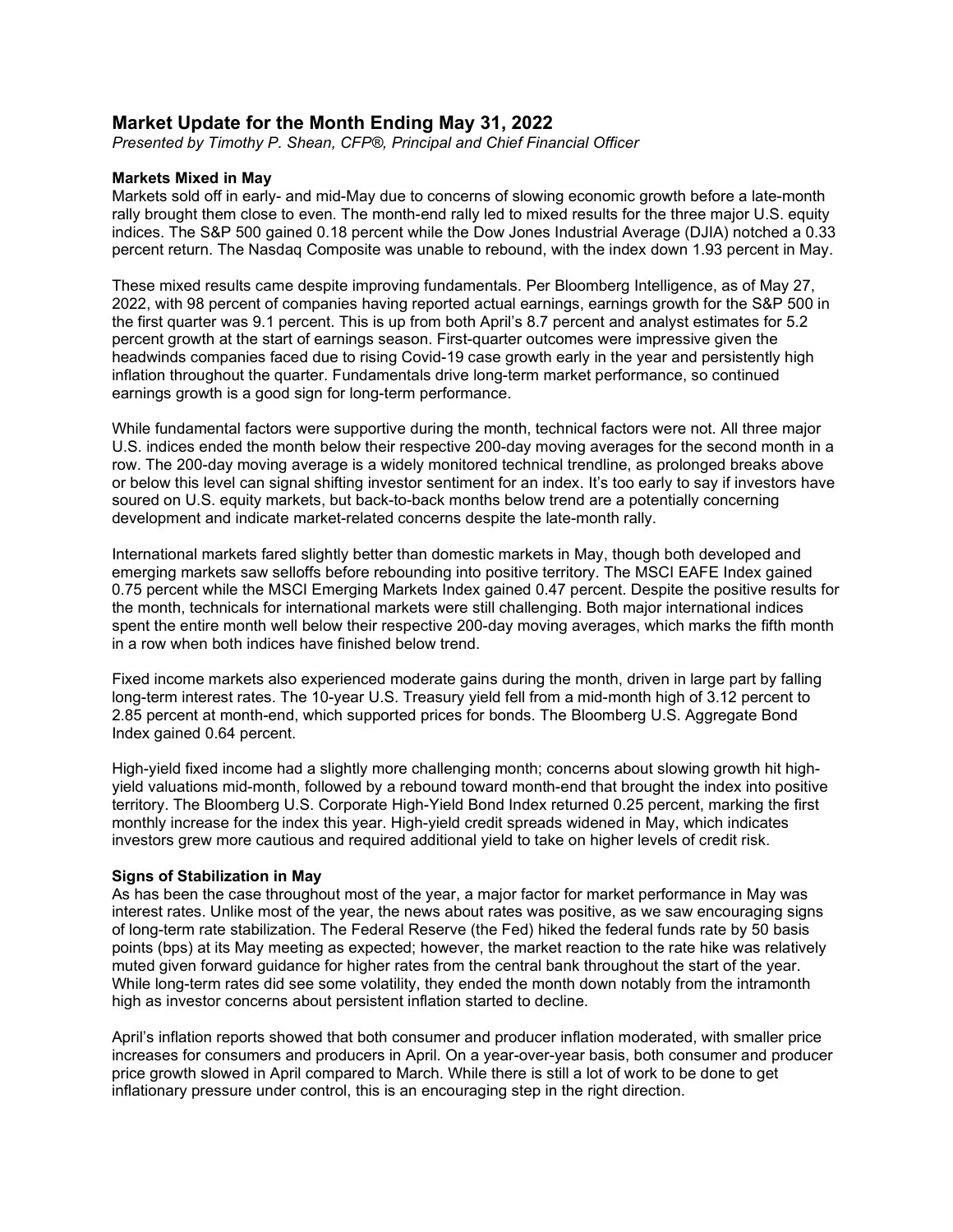# Market Update for the Month Ending May 31, 2022

*Presented by Timothy P. Shean, CFP®, Principal and Chief Financial Officer*

**Markets Mixed in May**

Markets sold off in early- and mid-May due to concerns of slowing economic growth before a late-month rally brought them close to even. The month-end rally led to mixed results for the three major U.S. equity indices. The S&P 500 gained 0.18 percent while the Dow Jones Industrial Average (DJIA) notched a 0.33 percent return. The Nasdaq Composite was unable to rebound, with the index down 1.93 percent in May.

These mixed results came despite improving fundamentals. Per Bloomberg Intelligence, as of May 27, 2022, with 98 percent of companies having reported actual earnings, earnings growth for the S&P 500 in the first quarter was 9.1 percent. This is up from both April's 8.7 percent and analyst estimates for 5.2 percent growth at the start of earnings season. First-quarter outcomes were impressive given the headwinds companies faced due to rising Covid-19 case growth early in the year and persistently high inflation throughout the quarter. Fundamentals drive long-term market performance, so continued earnings growth is a good sign for long-term performance.

While fundamental factors were supportive during the month, technical factors were not. All three major U.S. indices ended the month below their respective 200-day moving averages for the second month in a row. The 200-day moving average is a widely monitored technical trendline, as prolonged breaks above or below this level can signal shifting investor sentiment for an index. It's too early to say if investors have soured on U.S. equity markets, but back-to-back months below trend are a potentially concerning development and indicate market-related concerns despite the late-month rally.

International markets fared slightly better than domestic markets in May, though both developed and emerging markets saw selloffs before rebounding into positive territory. The MSCI EAFE Index gained 0.75 percent while the MSCI Emerging Markets Index gained 0.47 percent. Despite the positive results for the month, technicals for international markets were still challenging. Both major international indices spent the entire month well below their respective 200-day moving averages, which marks the fifth month in a row when both indices have finished below trend.

Fixed income markets also experienced moderate gains during the month, driven in large part by falling long-term interest rates. The 10-year U.S. Treasury yield fell from a mid-month high of 3.12 percent to 2.85 percent at month-end, which supported prices for bonds. The Bloomberg U.S. Aggregate Bond Index gained 0.64 percent.

High-yield fixed income had a slightly more challenging month; concerns about slowing growth hit high-yield valuations mid-month, followed by a rebound toward month-end that brought the index into positive territory. The Bloomberg U.S. Corporate High-Yield Bond Index returned 0.25 percent, marking the first monthly increase for the index this year. High-yield credit spreads widened in May, which indicates investors grew more cautious and required additional yield to take on higher levels of credit risk.

**Signs of Stabilization in May**

As has been the case throughout most of the year, a major factor for market performance in May was interest rates. Unlike most of the year, the news about rates was positive, as we saw encouraging signs of long-term rate stabilization. The Federal Reserve (the Fed) hiked the federal funds rate by 50 basis points (bps) at its May meeting as expected; however, the market reaction to the rate hike was relatively muted given forward guidance for higher rates from the central bank throughout the start of the year. While long-term rates did see some volatility, they ended the month down notably from the intramonth high as investor concerns about persistent inflation started to decline.

April's inflation reports showed that both consumer and producer inflation moderated, with smaller price increases for consumers and producers in April. On a year-over-year basis, both consumer and producer price growth slowed in April compared to March. While there is still a lot of work to be done to get inflationary pressure under control, this is an encouraging step in the right direction.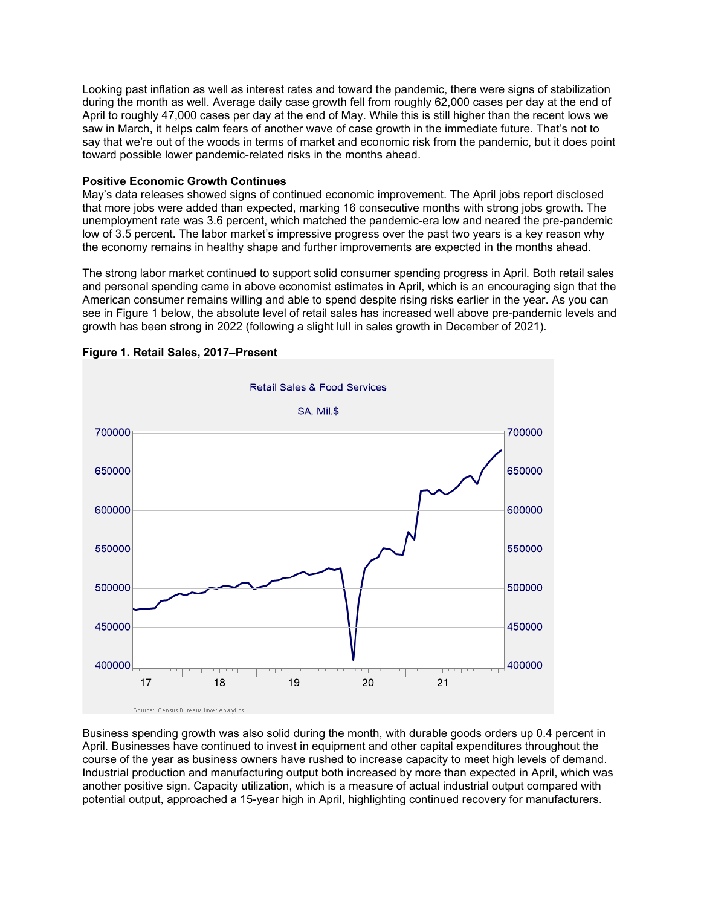Looking past inflation as well as interest rates and toward the pandemic, there were signs of stabilization during the month as well. Average daily case growth fell from roughly 62,000 cases per day at the end of April to roughly 47,000 cases per day at the end of May. While this is still higher than the recent lows we saw in March, it helps calm fears of another wave of case growth in the immediate future. That's not to say that we're out of the woods in terms of market and economic risk from the pandemic, but it does point toward possible lower pandemic-related risks in the months ahead.

**Positive Economic Growth Continues**

May's data releases showed signs of continued economic improvement. The April jobs report disclosed that more jobs were added than expected, marking 16 consecutive months with strong jobs growth. The unemployment rate was 3.6 percent, which matched the pandemic-era low and neared the pre-pandemic low of 3.5 percent. The labor market's impressive progress over the past two years is a key reason why the economy remains in healthy shape and further improvements are expected in the months ahead.

The strong labor market continued to support solid consumer spending progress in April. Both retail sales and personal spending came in above economist estimates in April, which is an encouraging sign that the American consumer remains willing and able to spend despite rising risks earlier in the year. As you can see in Figure 1 below, the absolute level of retail sales has increased well above pre-pandemic levels and growth has been strong in 2022 (following a slight lull in sales growth in December of 2021).

**Figure 1. Retail Sales, 2017–Present**

Retail Sales & Food Services

SA, Mil.$

Source: Census Bureau/Haver Analytics

Business spending growth was also solid during the month, with durable goods orders up 0.4 percent in April. Businesses have continued to invest in equipment and other capital expenditures throughout the course of the year as business owners have rushed to increase capacity to meet high levels of demand. Industrial production and manufacturing output both increased by more than expected in April, which was another positive sign. Capacity utilization, which is a measure of actual industrial output compared with potential output, approached a 15-year high in April, highlighting continued recovery for manufacturers.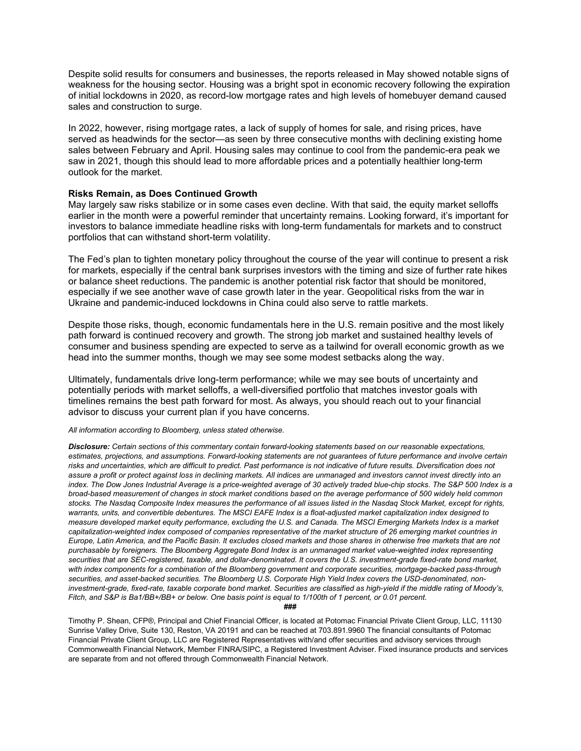Despite solid results for consumers and businesses, the reports released in May showed notable signs of weakness for the housing sector. Housing was a bright spot in economic recovery following the expiration of initial lockdowns in 2020, as record-low mortgage rates and high levels of homebuyer demand caused sales and construction to surge.

In 2022, however, rising mortgage rates, a lack of supply of homes for sale, and rising prices, have served as headwinds for the sector—as seen by three consecutive months with declining existing home sales between February and April. Housing sales may continue to cool from the pandemic-era peak we saw in 2021, though this should lead to more affordable prices and a potentially healthier long-term outlook for the market.

**Risks Remain, as Does Continued Growth**

May largely saw risks stabilize or in some cases even decline. With that said, the equity market selloffs earlier in the month were a powerful reminder that uncertainty remains. Looking forward, it's important for investors to balance immediate headline risks with long-term fundamentals for markets and to construct portfolios that can withstand short-term volatility.

The Fed's plan to tighten monetary policy throughout the course of the year will continue to present a risk for markets, especially if the central bank surprises investors with the timing and size of further rate hikes or balance sheet reductions. The pandemic is another potential risk factor that should be monitored, especially if we see another wave of case growth later in the year. Geopolitical risks from the war in Ukraine and pandemic-induced lockdowns in China could also serve to rattle markets.

Despite those risks, though, economic fundamentals here in the U.S. remain positive and the most likely path forward is continued recovery and growth. The strong job market and sustained healthy levels of consumer and business spending are expected to serve as a tailwind for overall economic growth as we head into the summer months, though we may see some modest setbacks along the way.

Ultimately, fundamentals drive long-term performance; while we may see bouts of uncertainty and potentially periods with market selloffs, a well-diversified portfolio that matches investor goals with timelines remains the best path forward for most. As always, you should reach out to your financial advisor to discuss your current plan if you have concerns.

*All information according to Bloomberg, unless stated otherwise.*

***Disclosure:*** *Certain sections of this commentary contain forward-looking statements based on our reasonable expectations, estimates, projections, and assumptions. Forward-looking statements are not guarantees of future performance and involve certain risks and uncertainties, which are difficult to predict. Past performance is not indicative of future results. Diversification does not assure a profit or protect against loss in declining markets. All indices are unmanaged and investors cannot invest directly into an index. The Dow Jones Industrial Average is a price-weighted average of 30 actively traded blue-chip stocks. The S&P 500 Index is a broad-based measurement of changes in stock market conditions based on the average performance of 500 widely held common stocks. The Nasdaq Composite Index measures the performance of all issues listed in the Nasdaq Stock Market, except for rights, warrants, units, and convertible debentures. The MSCI EAFE Index is a float-adjusted market capitalization index designed to measure developed market equity performance, excluding the U.S. and Canada. The MSCI Emerging Markets Index is a market capitalization-weighted index composed of companies representative of the market structure of 26 emerging market countries in Europe, Latin America, and the Pacific Basin. It excludes closed markets and those shares in otherwise free markets that are not purchasable by foreigners. The Bloomberg Aggregate Bond Index is an unmanaged market value-weighted index representing securities that are SEC-registered, taxable, and dollar-denominated. It covers the U.S. investment-grade fixed-rate bond market, with index components for a combination of the Bloomberg government and corporate securities, mortgage-backed pass-through securities, and asset-backed securities. The Bloomberg U.S. Corporate High Yield Index covers the USD-denominated, non-investment-grade, fixed-rate, taxable corporate bond market. Securities are classified as high-yield if the middle rating of Moody's, Fitch, and S&P is Ba1/BB+/BB+ or below. One basis point is equal to 1/100th of 1 percent, or 0.01 percent.*

***###***

Timothy P. Shean, CFP®, Principal and Chief Financial Officer, is located at Potomac Financial Private Client Group, LLC, 11130 Sunrise Valley Drive, Suite 130, Reston, VA 20191 and can be reached at 703.891.9960 The financial consultants of Potomac Financial Private Client Group, LLC are Registered Representatives with/and offer securities and advisory services through Commonwealth Financial Network, Member FINRA/SIPC, a Registered Investment Adviser. Fixed insurance products and services are separate from and not offered through Commonwealth Financial Network.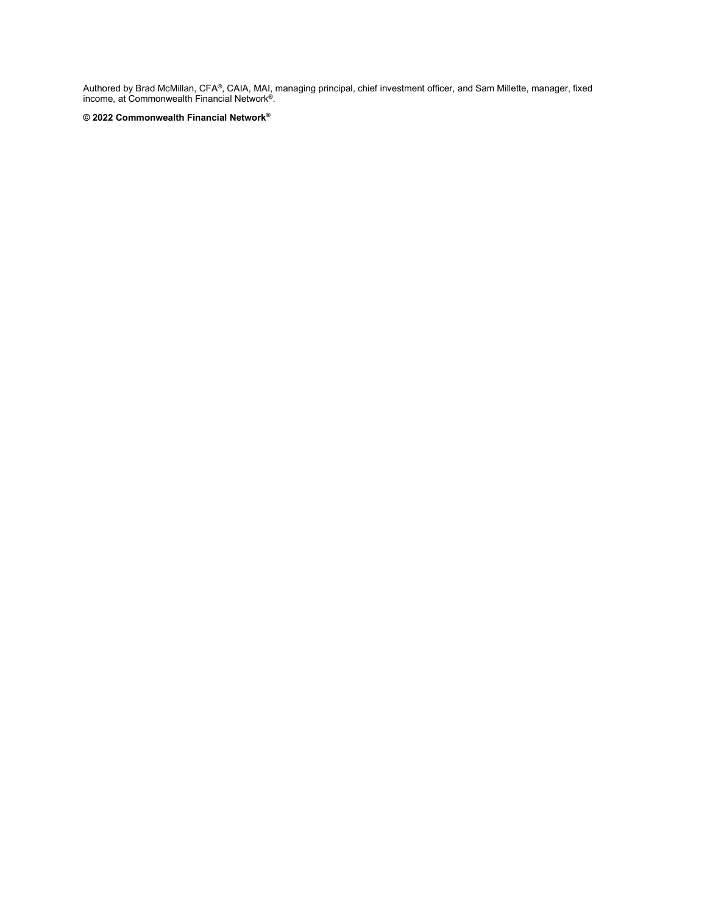Authored by Brad McMillan, CFA®, CAIA, MAI, managing principal, chief investment officer, and Sam Millette, manager, fixed income, at Commonwealth Financial Network®.

**© 2022 Commonwealth Financial Network®**